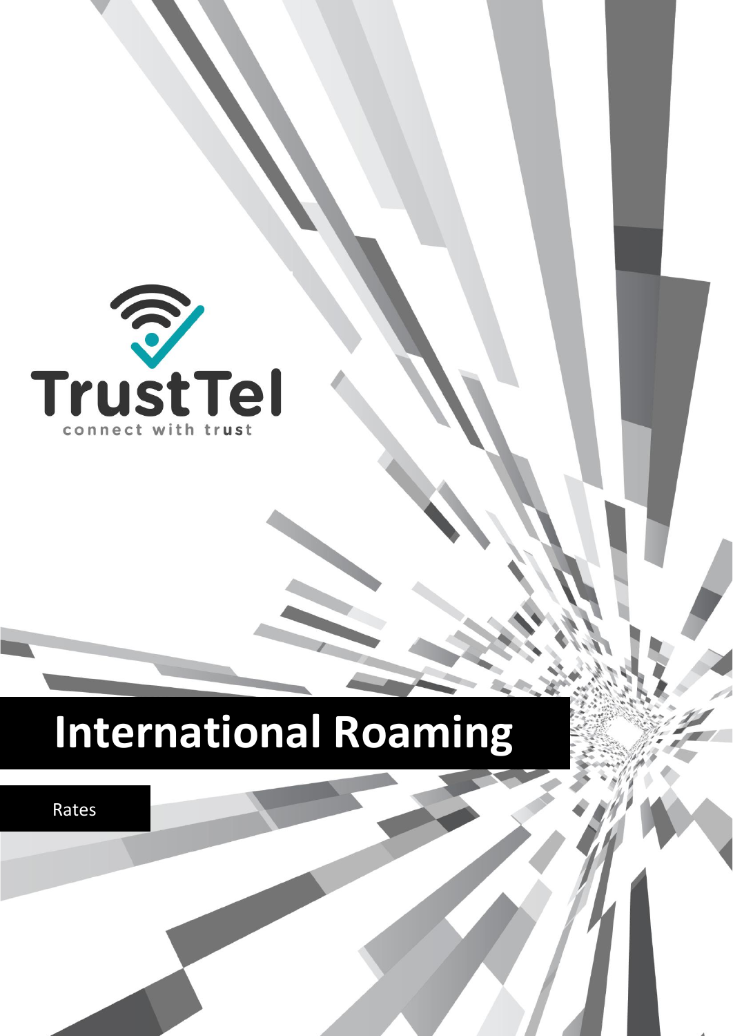TrustTel

connect with trust

# International Roaming

Rates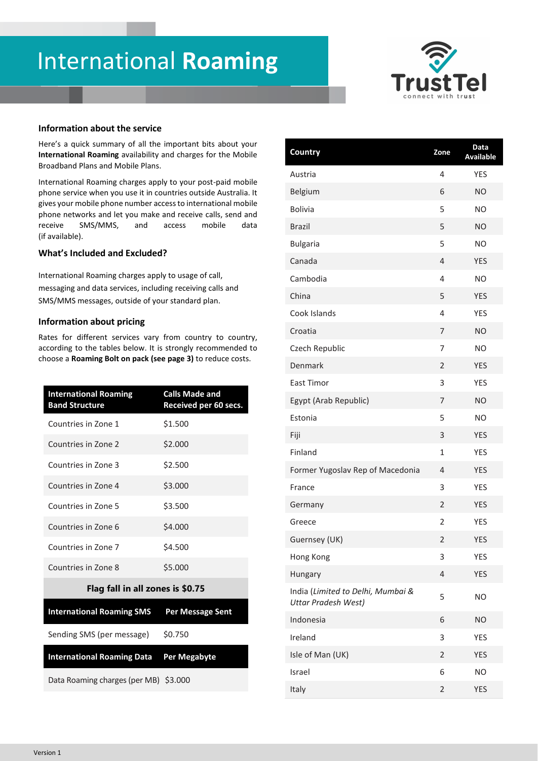# International **Roaming**

### Information about the service

Here's a quick summary of all the important bits about your **International Roaming** availability and charges for the Mobile Broadband Plans and Mobile Plans.

International Roaming charges apply to your post-paid mobile phone service when you use it in countries outside Australia. It gives your mobile phone number access to international mobile phone networks and let you make and receive calls, send and receive SMS/MMS, and access mobile data (if available).

### What's Included and Excluded?

International Roaming charges apply to usage of call, messaging and data services, including receiving calls and SMS/MMS messages, outside of your standard plan.

### Information about pricing

Rates for different services vary from country to country, according to the tables below. It is strongly recommended to choose a **Roaming Bolt on pack (see page 3)** to reduce costs.

| International Roaming Band Structure | Calls Made and Received per 60 secs. |
|---|---|
| Countries in Zone 1 | $1.500 |
| Countries in Zone 2 | $2.000 |
| Countries in Zone 3 | $2.500 |
| Countries in Zone 4 | $3.000 |
| Countries in Zone 5 | $3.500 |
| Countries in Zone 6 | $4.000 |
| Countries in Zone 7 | $4.500 |
| Countries in Zone 8 | $5.000 |
| **Flag fall in all zones is $0.75** | |

| International Roaming SMS | Per Message Sent |
|---|---|
| Sending SMS (per message) | $0.750 |

| International Roaming Data | Per Megabyte |
|---|---|
| Data Roaming charges (per MB) | $3.000 |

| Country | Zone | Data Available |
|---|---|---|
| Austria | 4 | YES |
| Belgium | 6 | NO |
| Bolivia | 5 | NO |
| Brazil | 5 | NO |
| Bulgaria | 5 | NO |
| Canada | 4 | YES |
| Cambodia | 4 | NO |
| China | 5 | YES |
| Cook Islands | 4 | YES |
| Croatia | 7 | NO |
| Czech Republic | 7 | NO |
| Denmark | 2 | YES |
| East Timor | 3 | YES |
| Egypt (Arab Republic) | 7 | NO |
| Estonia | 5 | NO |
| Fiji | 3 | YES |
| Finland | 1 | YES |
| Former Yugoslav Rep of Macedonia | 4 | YES |
| France | 3 | YES |
| Germany | 2 | YES |
| Greece | 2 | YES |
| Guernsey (UK) | 2 | YES |
| Hong Kong | 3 | YES |
| Hungary | 4 | YES |
| India (*Limited to Delhi, Mumbai & Uttar Pradesh West)* | 5 | NO |
| Indonesia | 6 | NO |
| Ireland | 3 | YES |
| Isle of Man (UK) | 2 | YES |
| Israel | 6 | NO |
| Italy | 2 | YES |

Version 1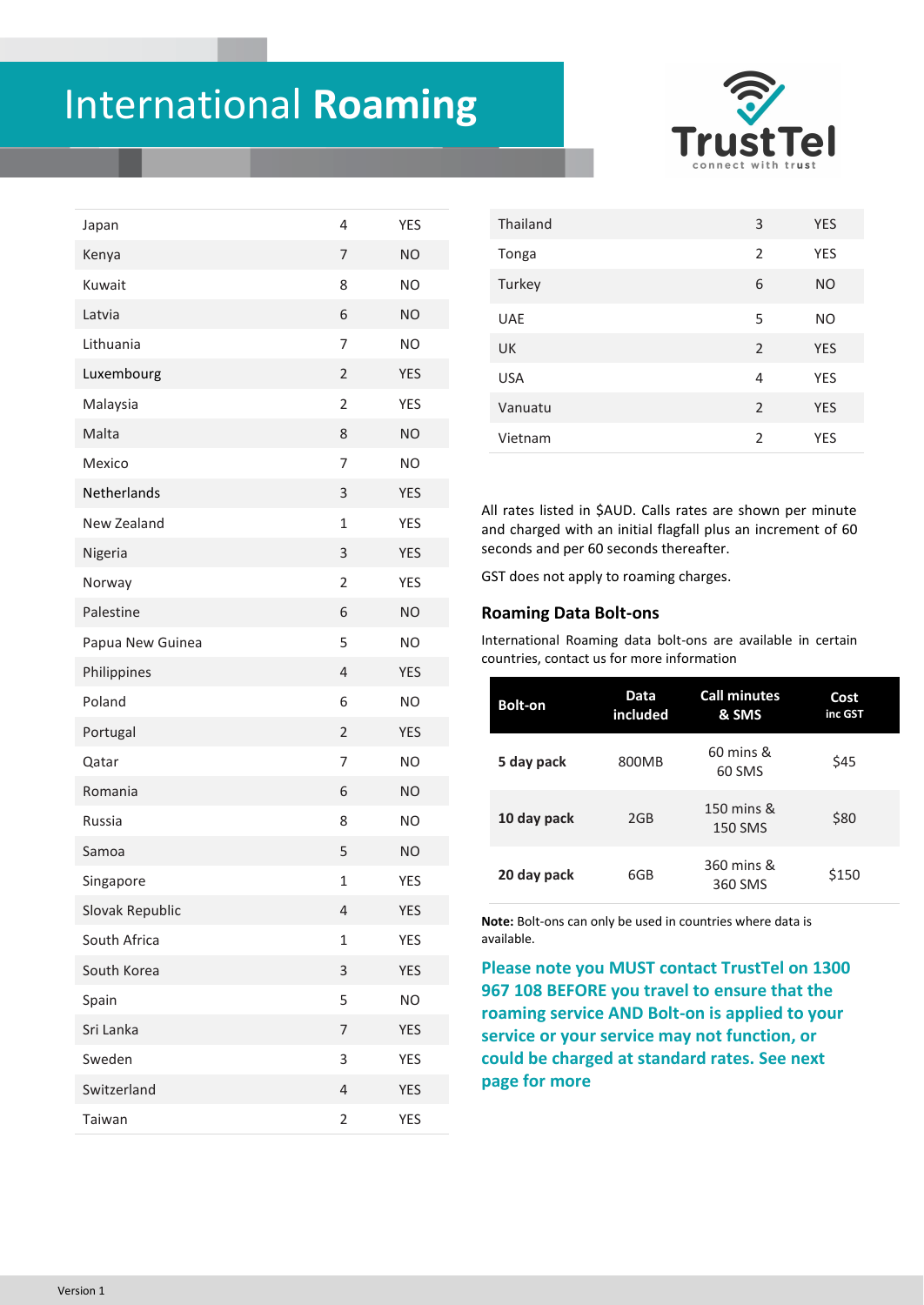# International **Roaming**

| | | |
|---|---|---|
| Japan | 4 | YES |
| Kenya | 7 | NO |
| Kuwait | 8 | NO |
| Latvia | 6 | NO |
| Lithuania | 7 | NO |
| Luxembourg | 2 | YES |
| Malaysia | 2 | YES |
| Malta | 8 | NO |
| Mexico | 7 | NO |
| Netherlands | 3 | YES |
| New Zealand | 1 | YES |
| Nigeria | 3 | YES |
| Norway | 2 | YES |
| Palestine | 6 | NO |
| Papua New Guinea | 5 | NO |
| Philippines | 4 | YES |
| Poland | 6 | NO |
| Portugal | 2 | YES |
| Qatar | 7 | NO |
| Romania | 6 | NO |
| Russia | 8 | NO |
| Samoa | 5 | NO |
| Singapore | 1 | YES |
| Slovak Republic | 4 | YES |
| South Africa | 1 | YES |
| South Korea | 3 | YES |
| Spain | 5 | NO |
| Sri Lanka | 7 | YES |
| Sweden | 3 | YES |
| Switzerland | 4 | YES |
| Taiwan | 2 | YES |
| Thailand | 3 | YES |
| Tonga | 2 | YES |
| Turkey | 6 | NO |
| UAE | 5 | NO |
| UK | 2 | YES |
| USA | 4 | YES |
| Vanuatu | 2 | YES |
| Vietnam | 2 | YES |

All rates listed in $AUD. Calls rates are shown per minute and charged with an initial flagfall plus an increment of 60 seconds and per 60 seconds thereafter.

GST does not apply to roaming charges.

## Roaming Data Bolt-ons

International Roaming data bolt-ons are available in certain countries, contact us for more information

| Bolt-on | Data included | Call minutes & SMS | Cost inc GST |
|---|---|---|---|
| **5 day pack** | 800MB | 60 mins & 60 SMS | $45 |
| **10 day pack** | 2GB | 150 mins & 150 SMS | $80 |
| **20 day pack** | 6GB | 360 mins & 360 SMS | $150 |

**Note:** Bolt-ons can only be used in countries where data is available.

**Please note you MUST contact TrustTel on 1300 967 108 BEFORE you travel to ensure that the roaming service AND Bolt-on is applied to your service or your service may not function, or could be charged at standard rates. See next page for more**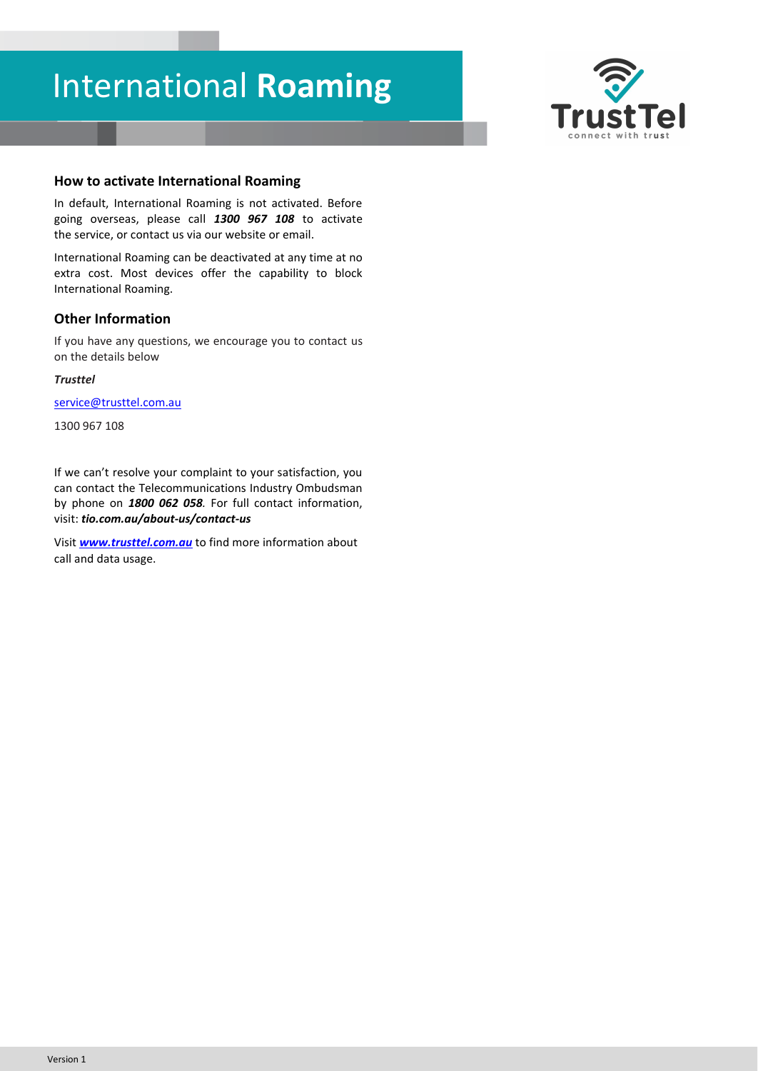# International **Roaming**

## How to activate International Roaming

In default, International Roaming is not activated. Before going overseas, please call ***1300 967 108*** to activate the service, or contact us via our website or email.

International Roaming can be deactivated at any time at no extra cost. Most devices offer the capability to block International Roaming.

## Other Information

If you have any questions, we encourage you to contact us on the details below

***Trusttel***

service@trusttel.com.au

1300 967 108

If we can't resolve your complaint to your satisfaction, you can contact the Telecommunications Industry Ombudsman by phone on ***1800 062 058***. For full contact information, visit: ***tio.com.au/about-us/contact-us***

Visit ***www.trusttel.com.au*** to find more information about call and data usage.

Version 1